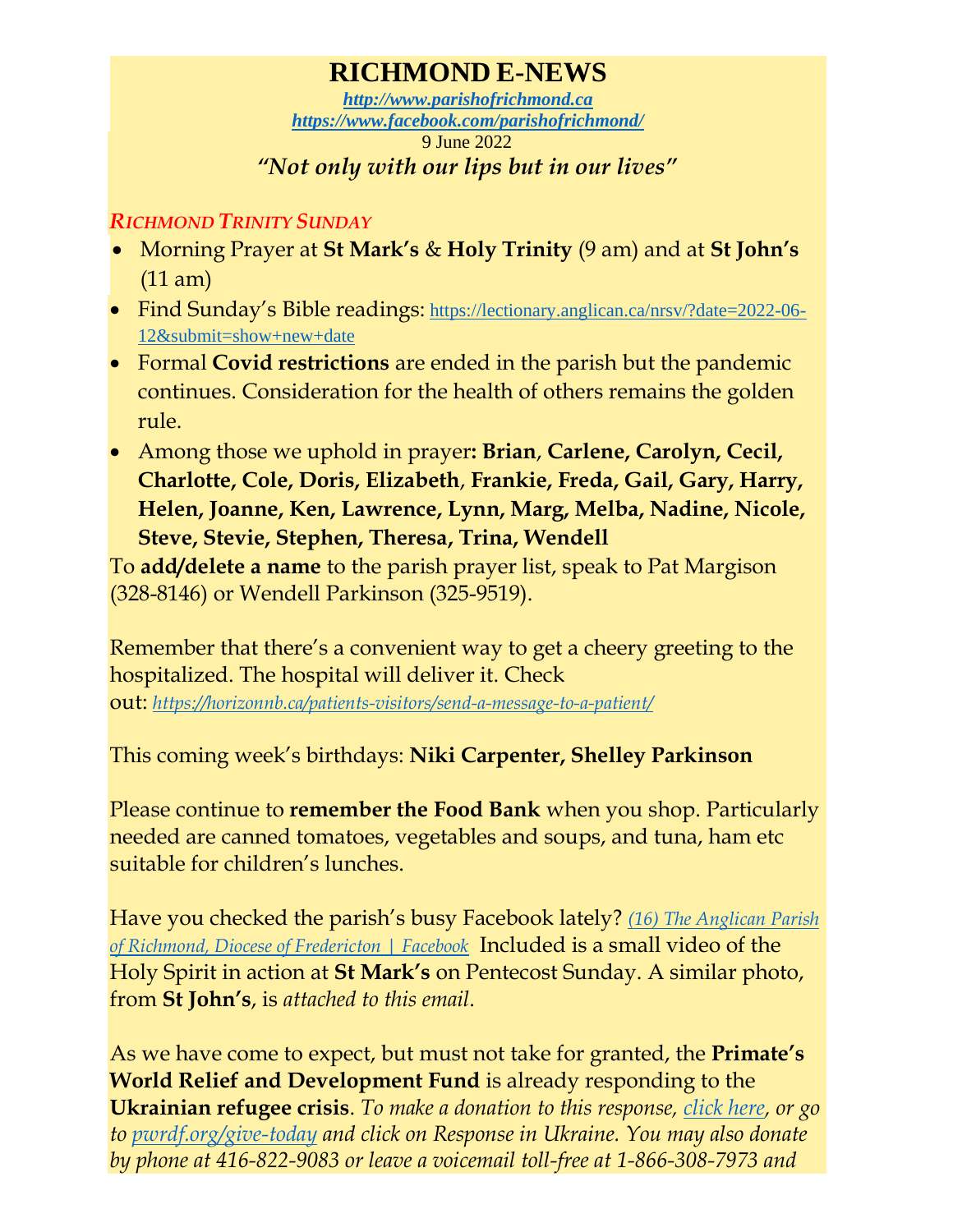# RICHMOND E-NEWS

***http://www.parishofrichmond.ca***
***https://www.facebook.com/parishofrichmond/***
9 June 2022

*"Not only with our lips but in our lives"*

## *RICHMOND TRINITY SUNDAY*

- Morning Prayer at **St Mark's** & **Holy Trinity** (9 am) and at **St John's** (11 am)
- Find Sunday's Bible readings: https://lectionary.anglican.ca/nrsv/?date=2022-06-12&submit=show+new+date
- Formal **Covid restrictions** are ended in the parish but the pandemic continues. Consideration for the health of others remains the golden rule.
- Among those we uphold in prayer**: Brian**, **Carlene, Carolyn, Cecil, Charlotte, Cole, Doris, Elizabeth**, **Frankie, Freda, Gail, Gary, Harry, Helen, Joanne, Ken, Lawrence, Lynn, Marg, Melba, Nadine, Nicole, Steve, Stevie, Stephen, Theresa, Trina, Wendell**

To **add/delete a name** to the parish prayer list, speak to Pat Margison (328-8146) or Wendell Parkinson (325-9519).

Remember that there's a convenient way to get a cheery greeting to the hospitalized. The hospital will deliver it. Check out: *https://horizonnb.ca/patients-visitors/send-a-message-to-a-patient/*

This coming week's birthdays: **Niki Carpenter, Shelley Parkinson**

Please continue to **remember the Food Bank** when you shop. Particularly needed are canned tomatoes, vegetables and soups, and tuna, ham etc suitable for children's lunches.

Have you checked the parish's busy Facebook lately? *(16) The Anglican Parish of Richmond, Diocese of Fredericton | Facebook* Included is a small video of the Holy Spirit in action at **St Mark's** on Pentecost Sunday. A similar photo, from **St John's**, is *attached to this email*.

As we have come to expect, but must not take for granted, the **Primate's World Relief and Development Fund** is already responding to the **Ukrainian refugee crisis**. *To make a donation to this response, click here, or go to pwrdf.org/give-today and click on Response in Ukraine. You may also donate by phone at 416-822-9083 or leave a voicemail toll-free at 1-866-308-7973 and*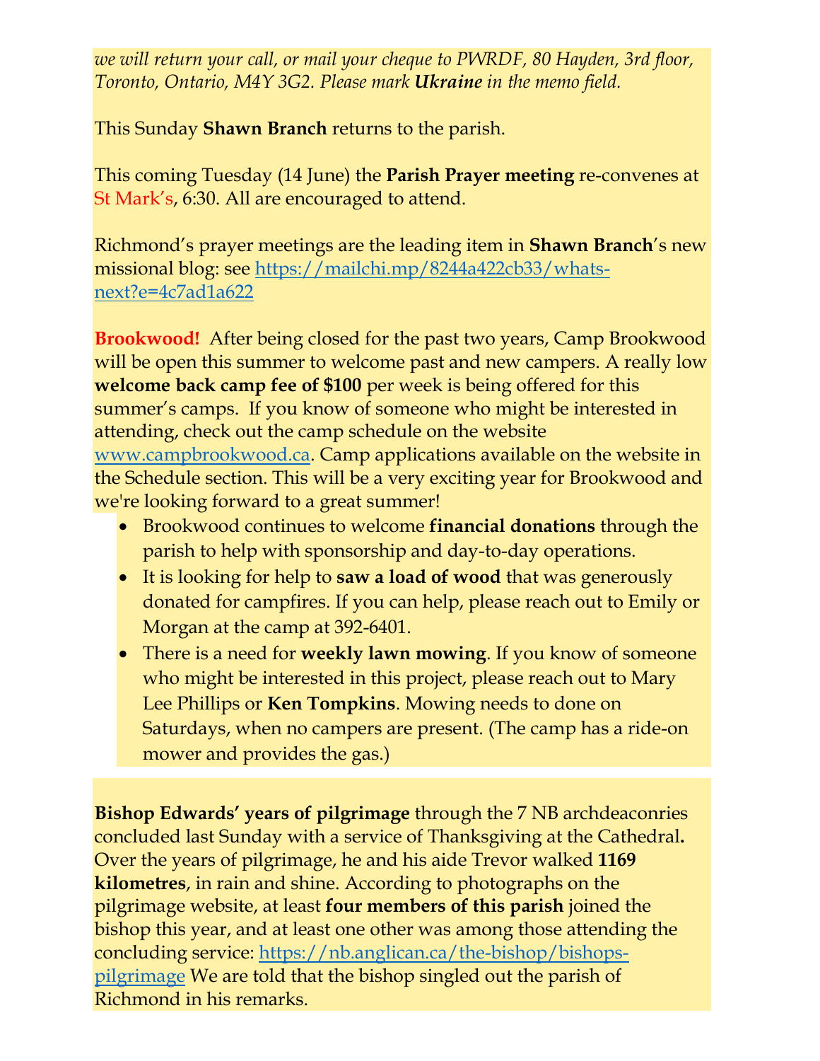*we will return your call, or mail your cheque to PWRDF, 80 Hayden, 3rd floor, Toronto, Ontario, M4Y 3G2. Please mark **Ukraine** in the memo field.*

This Sunday **Shawn Branch** returns to the parish.

This coming Tuesday (14 June) the **Parish Prayer meeting** re-convenes at St Mark's, 6:30. All are encouraged to attend.

Richmond's prayer meetings are the leading item in **Shawn Branch**'s new missional blog: see https://mailchi.mp/8244a422cb33/whats-next?e=4c7ad1a622

**Brookwood!** After being closed for the past two years, Camp Brookwood will be open this summer to welcome past and new campers. A really low **welcome back camp fee of $100** per week is being offered for this summer's camps. If you know of someone who might be interested in attending, check out the camp schedule on the website www.campbrookwood.ca. Camp applications available on the website in the Schedule section. This will be a very exciting year for Brookwood and we're looking forward to a great summer!

- Brookwood continues to welcome **financial donations** through the parish to help with sponsorship and day-to-day operations.
- It is looking for help to **saw a load of wood** that was generously donated for campfires. If you can help, please reach out to Emily or Morgan at the camp at 392-6401.
- There is a need for **weekly lawn mowing**. If you know of someone who might be interested in this project, please reach out to Mary Lee Phillips or **Ken Tompkins**. Mowing needs to done on Saturdays, when no campers are present. (The camp has a ride-on mower and provides the gas.)

**Bishop Edwards' years of pilgrimage** through the 7 NB archdeaconries concluded last Sunday with a service of Thanksgiving at the Cathedral**.** Over the years of pilgrimage, he and his aide Trevor walked **1169 kilometres**, in rain and shine. According to photographs on the pilgrimage website, at least **four members of this parish** joined the bishop this year, and at least one other was among those attending the concluding service: https://nb.anglican.ca/the-bishop/bishops-pilgrimage We are told that the bishop singled out the parish of Richmond in his remarks.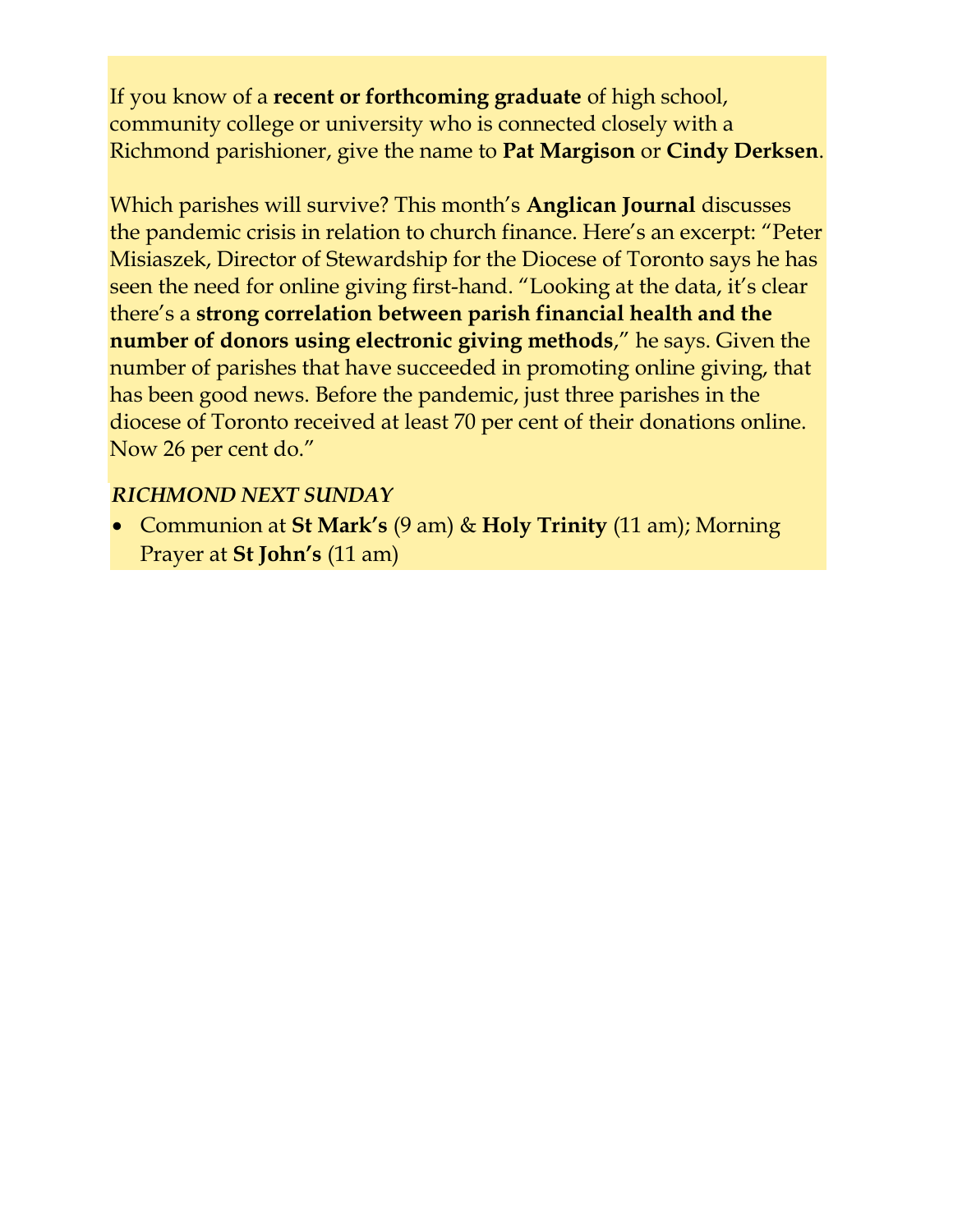If you know of a **recent or forthcoming graduate** of high school, community college or university who is connected closely with a Richmond parishioner, give the name to **Pat Margison** or **Cindy Derksen**.

Which parishes will survive? This month's **Anglican Journal** discusses the pandemic crisis in relation to church finance. Here's an excerpt: "Peter Misiaszek, Director of Stewardship for the Diocese of Toronto says he has seen the need for online giving first-hand. "Looking at the data, it's clear there's a **strong correlation between parish financial health and the number of donors using electronic giving methods**," he says. Given the number of parishes that have succeeded in promoting online giving, that has been good news. Before the pandemic, just three parishes in the diocese of Toronto received at least 70 per cent of their donations online. Now 26 per cent do."

***RICHMOND NEXT SUNDAY***

- Communion at **St Mark's** (9 am) & **Holy Trinity** (11 am); Morning Prayer at **St John's** (11 am)